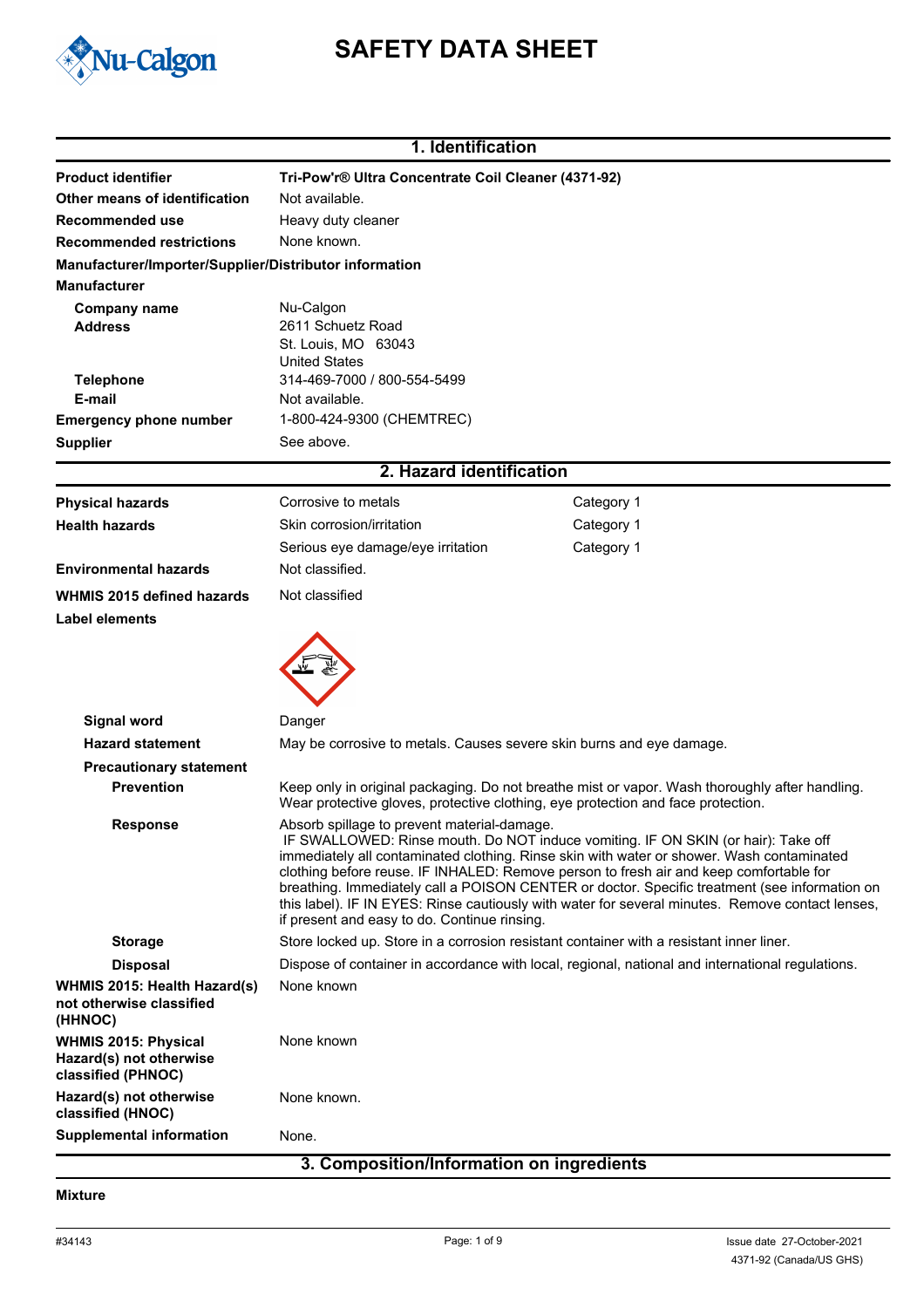# SAFETY DATA SHEET

## 1. Identification

| | |
|---|---|
| **Product identifier** | **Tri-Pow'r® Ultra Concentrate Coil Cleaner (4371-92)** |
| **Other means of identification** | Not available. |
| **Recommended use** | Heavy duty cleaner |
| **Recommended restrictions** | None known. |

**Manufacturer/Importer/Supplier/Distributor information**

**Manufacturer**

| | |
|---|---|
| **Company name** | Nu-Calgon |
| **Address** | 2611 Schuetz Road<br>St. Louis, MO 63043<br>United States |
| **Telephone** | 314-469-7000 / 800-554-5499 |
| **E-mail** | Not available. |
| **Emergency phone number** | 1-800-424-9300 (CHEMTREC) |
| **Supplier** | See above. |

## 2. Hazard identification

| | | |
|---|---|---|
| **Physical hazards** | Corrosive to metals | Category 1 |
| **Health hazards** | Skin corrosion/irritation | Category 1 |
| | Serious eye damage/eye irritation | Category 1 |
| **Environmental hazards** | Not classified. | |
| **WHMIS 2015 defined hazards** | Not classified | |

**Label elements**

**Signal word** Danger

**Hazard statement** May be corrosive to metals. Causes severe skin burns and eye damage.

**Precautionary statement**

**Prevention** Keep only in original packaging. Do not breathe mist or vapor. Wash thoroughly after handling. Wear protective gloves, protective clothing, eye protection and face protection.

**Response** Absorb spillage to prevent material-damage.
IF SWALLOWED: Rinse mouth. Do NOT induce vomiting. IF ON SKIN (or hair): Take off immediately all contaminated clothing. Rinse skin with water or shower. Wash contaminated clothing before reuse. IF INHALED: Remove person to fresh air and keep comfortable for breathing. Immediately call a POISON CENTER or doctor. Specific treatment (see information on this label). IF IN EYES: Rinse cautiously with water for several minutes. Remove contact lenses, if present and easy to do. Continue rinsing.

**Storage** Store locked up. Store in a corrosion resistant container with a resistant inner liner.

**Disposal** Dispose of container in accordance with local, regional, national and international regulations.

**WHMIS 2015: Health Hazard(s) not otherwise classified (HHNOC)** None known

**WHMIS 2015: Physical Hazard(s) not otherwise classified (PHNOC)** None known

**Hazard(s) not otherwise classified (HNOC)** None known.

**Supplemental information** None.

## 3. Composition/Information on ingredients

**Mixture**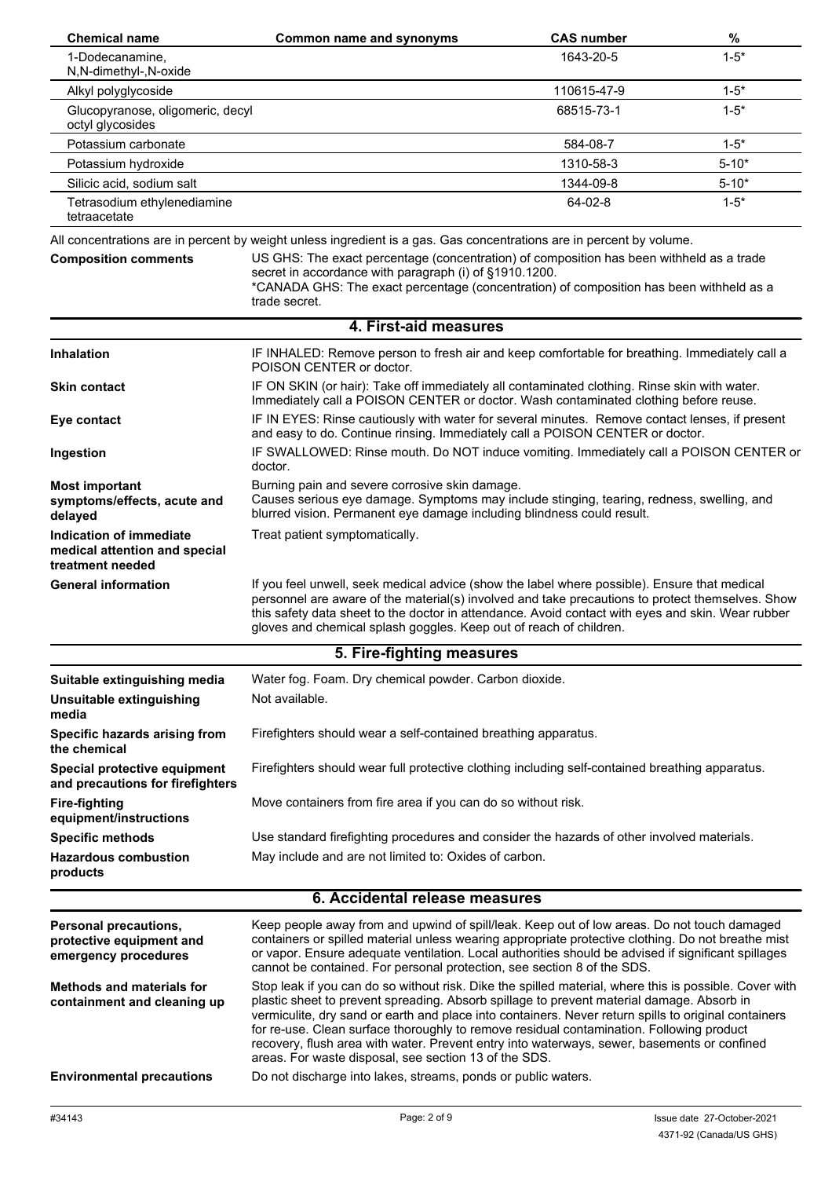| Chemical name | Common name and synonyms | CAS number | % |
|---|---|---|---|
| 1-Dodecanamine, N,N-dimethyl-,N-oxide | | 1643-20-5 | 1-5* |
| Alkyl polyglycoside | | 110615-47-9 | 1-5* |
| Glucopyranose, oligomeric, decyl octyl glycosides | | 68515-73-1 | 1-5* |
| Potassium carbonate | | 584-08-7 | 1-5* |
| Potassium hydroxide | | 1310-58-3 | 5-10* |
| Silicic acid, sodium salt | | 1344-09-8 | 5-10* |
| Tetrasodium ethylenediamine tetraacetate | | 64-02-8 | 1-5* |

All concentrations are in percent by weight unless ingredient is a gas. Gas concentrations are in percent by volume.

**Composition comments** US GHS: The exact percentage (concentration) of composition has been withheld as a trade secret in accordance with paragraph (i) of §1910.1200.
*CANADA GHS: The exact percentage (concentration) of composition has been withheld as a trade secret.

## 4. First-aid measures

**Inhalation** IF INHALED: Remove person to fresh air and keep comfortable for breathing. Immediately call a POISON CENTER or doctor.

**Skin contact** IF ON SKIN (or hair): Take off immediately all contaminated clothing. Rinse skin with water. Immediately call a POISON CENTER or doctor. Wash contaminated clothing before reuse.

**Eye contact** IF IN EYES: Rinse cautiously with water for several minutes. Remove contact lenses, if present and easy to do. Continue rinsing. Immediately call a POISON CENTER or doctor.

**Ingestion** IF SWALLOWED: Rinse mouth. Do NOT induce vomiting. Immediately call a POISON CENTER or doctor.

**Most important symptoms/effects, acute and delayed** Burning pain and severe corrosive skin damage.
Causes serious eye damage. Symptoms may include stinging, tearing, redness, swelling, and blurred vision. Permanent eye damage including blindness could result.

**Indication of immediate medical attention and special treatment needed** Treat patient symptomatically.

**General information** If you feel unwell, seek medical advice (show the label where possible). Ensure that medical personnel are aware of the material(s) involved and take precautions to protect themselves. Show this safety data sheet to the doctor in attendance. Avoid contact with eyes and skin. Wear rubber gloves and chemical splash goggles. Keep out of reach of children.

## 5. Fire-fighting measures

**Suitable extinguishing media** Water fog. Foam. Dry chemical powder. Carbon dioxide.

**Unsuitable extinguishing media** Not available.

**Specific hazards arising from the chemical** Firefighters should wear a self-contained breathing apparatus.

**Special protective equipment and precautions for firefighters** Firefighters should wear full protective clothing including self-contained breathing apparatus.

**Fire-fighting equipment/instructions** Move containers from fire area if you can do so without risk.

**Specific methods** Use standard firefighting procedures and consider the hazards of other involved materials.

**Hazardous combustion products** May include and are not limited to: Oxides of carbon.

## 6. Accidental release measures

**Personal precautions, protective equipment and emergency procedures** Keep people away from and upwind of spill/leak. Keep out of low areas. Do not touch damaged containers or spilled material unless wearing appropriate protective clothing. Do not breathe mist or vapor. Ensure adequate ventilation. Local authorities should be advised if significant spillages cannot be contained. For personal protection, see section 8 of the SDS.

**Methods and materials for containment and cleaning up** Stop leak if you can do so without risk. Dike the spilled material, where this is possible. Cover with plastic sheet to prevent spreading. Absorb spillage to prevent material damage. Absorb in vermiculite, dry sand or earth and place into containers. Never return spills to original containers for re-use. Clean surface thoroughly to remove residual contamination. Following product recovery, flush area with water. Prevent entry into waterways, sewer, basements or confined areas. For waste disposal, see section 13 of the SDS.

**Environmental precautions** Do not discharge into lakes, streams, ponds or public waters.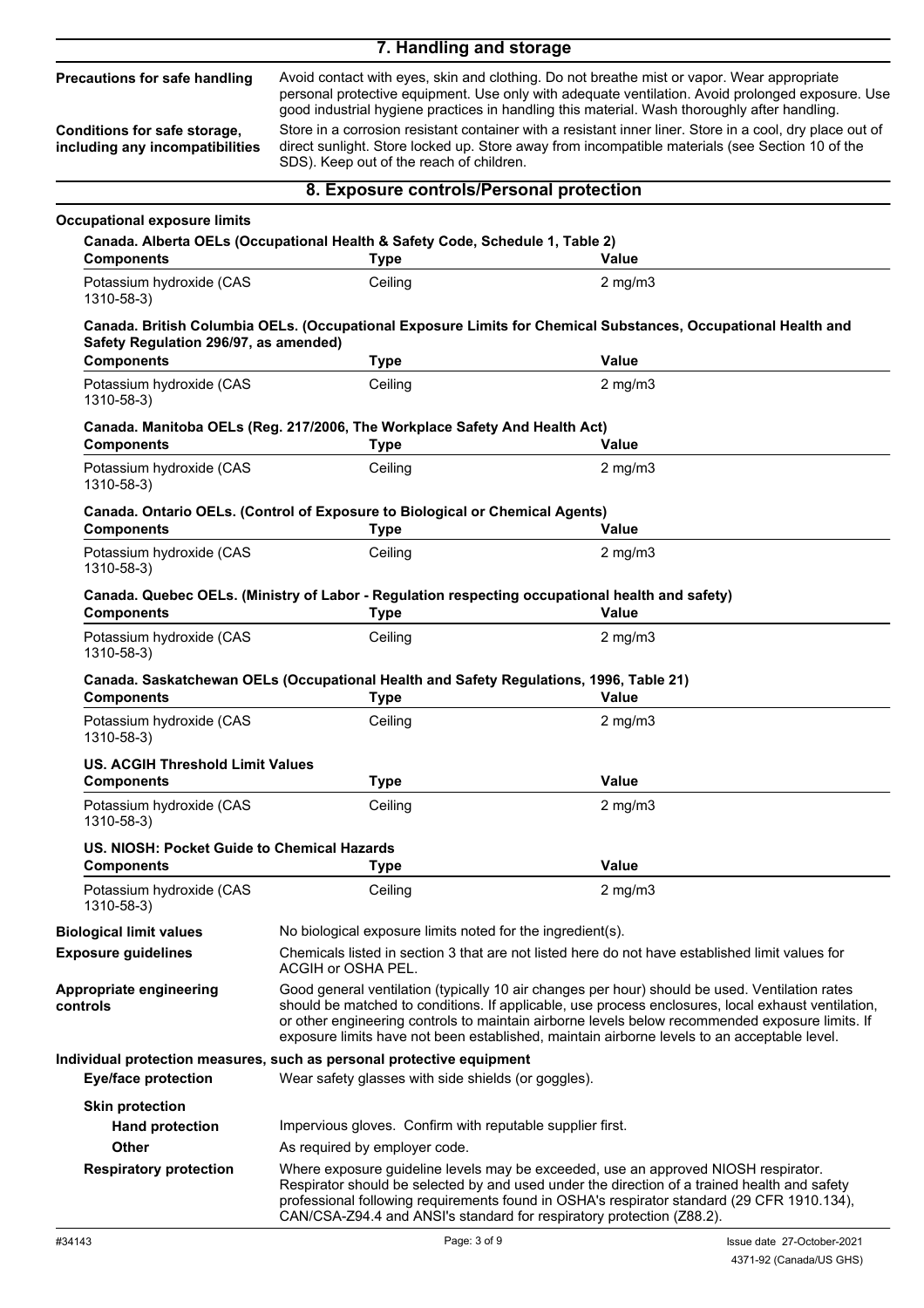## 7. Handling and storage

**Precautions for safe handling**
Avoid contact with eyes, skin and clothing. Do not breathe mist or vapor. Wear appropriate personal protective equipment. Use only with adequate ventilation. Avoid prolonged exposure. Use good industrial hygiene practices in handling this material. Wash thoroughly after handling.

**Conditions for safe storage, including any incompatibilities**
Store in a corrosion resistant container with a resistant inner liner. Store in a cool, dry place out of direct sunlight. Store locked up. Store away from incompatible materials (see Section 10 of the SDS). Keep out of the reach of children.

## 8. Exposure controls/Personal protection

**Occupational exposure limits**

**Canada. Alberta OELs (Occupational Health & Safety Code, Schedule 1, Table 2)**

| Components | Type | Value |
|---|---|---|
| Potassium hydroxide (CAS 1310-58-3) | Ceiling | 2 mg/m3 |

**Canada. British Columbia OELs. (Occupational Exposure Limits for Chemical Substances, Occupational Health and Safety Regulation 296/97, as amended)**

| Components | Type | Value |
|---|---|---|
| Potassium hydroxide (CAS 1310-58-3) | Ceiling | 2 mg/m3 |

**Canada. Manitoba OELs (Reg. 217/2006, The Workplace Safety And Health Act)**

| Components | Type | Value |
|---|---|---|
| Potassium hydroxide (CAS 1310-58-3) | Ceiling | 2 mg/m3 |

**Canada. Ontario OELs. (Control of Exposure to Biological or Chemical Agents)**

| Components | Type | Value |
|---|---|---|
| Potassium hydroxide (CAS 1310-58-3) | Ceiling | 2 mg/m3 |

**Canada. Quebec OELs. (Ministry of Labor - Regulation respecting occupational health and safety)**

| Components | Type | Value |
|---|---|---|
| Potassium hydroxide (CAS 1310-58-3) | Ceiling | 2 mg/m3 |

**Canada. Saskatchewan OELs (Occupational Health and Safety Regulations, 1996, Table 21)**

| Components | Type | Value |
|---|---|---|
| Potassium hydroxide (CAS 1310-58-3) | Ceiling | 2 mg/m3 |

**US. ACGIH Threshold Limit Values**

| Components | Type | Value |
|---|---|---|
| Potassium hydroxide (CAS 1310-58-3) | Ceiling | 2 mg/m3 |

**US. NIOSH: Pocket Guide to Chemical Hazards**

| Components | Type | Value |
|---|---|---|
| Potassium hydroxide (CAS 1310-58-3) | Ceiling | 2 mg/m3 |

**Biological limit values**
No biological exposure limits noted for the ingredient(s).

**Exposure guidelines**
Chemicals listed in section 3 that are not listed here do not have established limit values for ACGIH or OSHA PEL.

**Appropriate engineering controls**
Good general ventilation (typically 10 air changes per hour) should be used. Ventilation rates should be matched to conditions. If applicable, use process enclosures, local exhaust ventilation, or other engineering controls to maintain airborne levels below recommended exposure limits. If exposure limits have not been established, maintain airborne levels to an acceptable level.

**Individual protection measures, such as personal protective equipment**

**Eye/face protection**
Wear safety glasses with side shields (or goggles).

**Skin protection**

**Hand protection**
Impervious gloves. Confirm with reputable supplier first.

**Other**
As required by employer code.

**Respiratory protection**
Where exposure guideline levels may be exceeded, use an approved NIOSH respirator. Respirator should be selected by and used under the direction of a trained health and safety professional following requirements found in OSHA's respirator standard (29 CFR 1910.134), CAN/CSA-Z94.4 and ANSI's standard for respiratory protection (Z88.2).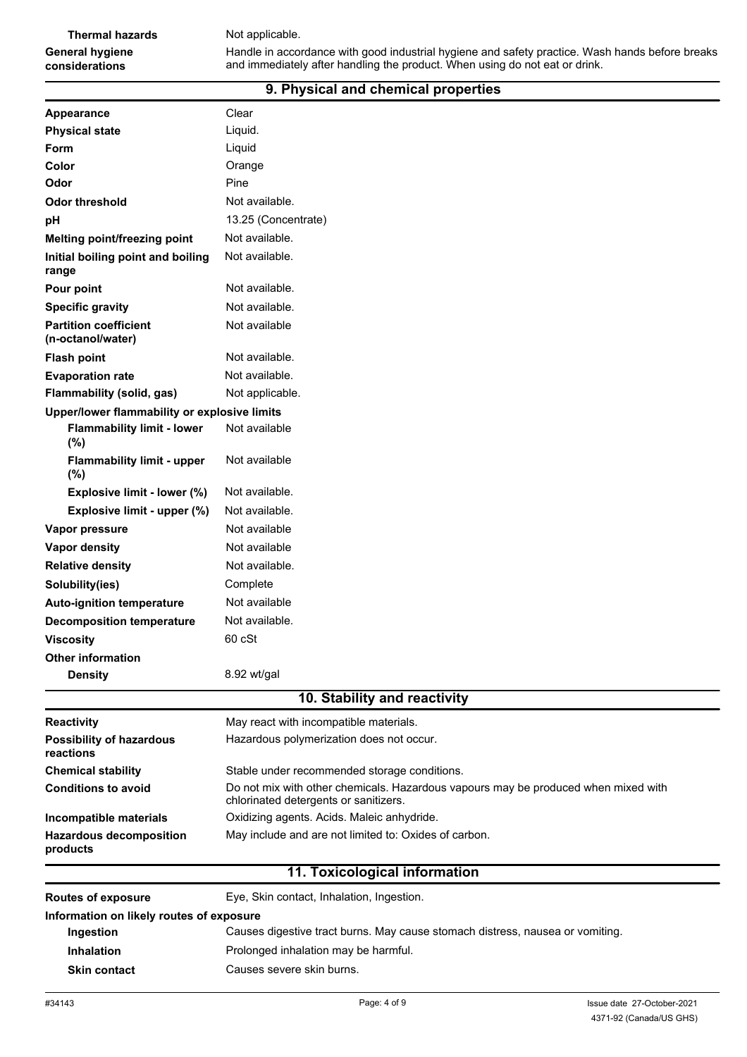| | |
|---|---|
| **Thermal hazards** | Not applicable. |
| **General hygiene considerations** | Handle in accordance with good industrial hygiene and safety practice. Wash hands before breaks and immediately after handling the product. When using do not eat or drink. |

## 9. Physical and chemical properties

| | |
|---|---|
| **Appearance** | Clear |
| **Physical state** | Liquid. |
| **Form** | Liquid |
| **Color** | Orange |
| **Odor** | Pine |
| **Odor threshold** | Not available. |
| **pH** | 13.25 (Concentrate) |
| **Melting point/freezing point** | Not available. |
| **Initial boiling point and boiling range** | Not available. |
| **Pour point** | Not available. |
| **Specific gravity** | Not available. |
| **Partition coefficient (n-octanol/water)** | Not available |
| **Flash point** | Not available. |
| **Evaporation rate** | Not available. |
| **Flammability (solid, gas)** | Not applicable. |
| **Upper/lower flammability or explosive limits** | |
| **Flammability limit - lower (%)** | Not available |
| **Flammability limit - upper (%)** | Not available |
| **Explosive limit - lower (%)** | Not available. |
| **Explosive limit - upper (%)** | Not available. |
| **Vapor pressure** | Not available |
| **Vapor density** | Not available |
| **Relative density** | Not available. |
| **Solubility(ies)** | Complete |
| **Auto-ignition temperature** | Not available |
| **Decomposition temperature** | Not available. |
| **Viscosity** | 60 cSt |
| **Other information** | |
| **Density** | 8.92 wt/gal |

## 10. Stability and reactivity

| | |
|---|---|
| **Reactivity** | May react with incompatible materials. |
| **Possibility of hazardous reactions** | Hazardous polymerization does not occur. |
| **Chemical stability** | Stable under recommended storage conditions. |
| **Conditions to avoid** | Do not mix with other chemicals. Hazardous vapours may be produced when mixed with chlorinated detergents or sanitizers. |
| **Incompatible materials** | Oxidizing agents. Acids. Maleic anhydride. |
| **Hazardous decomposition products** | May include and are not limited to: Oxides of carbon. |

## 11. Toxicological information

| | |
|---|---|
| **Routes of exposure** | Eye, Skin contact, Inhalation, Ingestion. |
| **Information on likely routes of exposure** | |
| **Ingestion** | Causes digestive tract burns. May cause stomach distress, nausea or vomiting. |
| **Inhalation** | Prolonged inhalation may be harmful. |
| **Skin contact** | Causes severe skin burns. |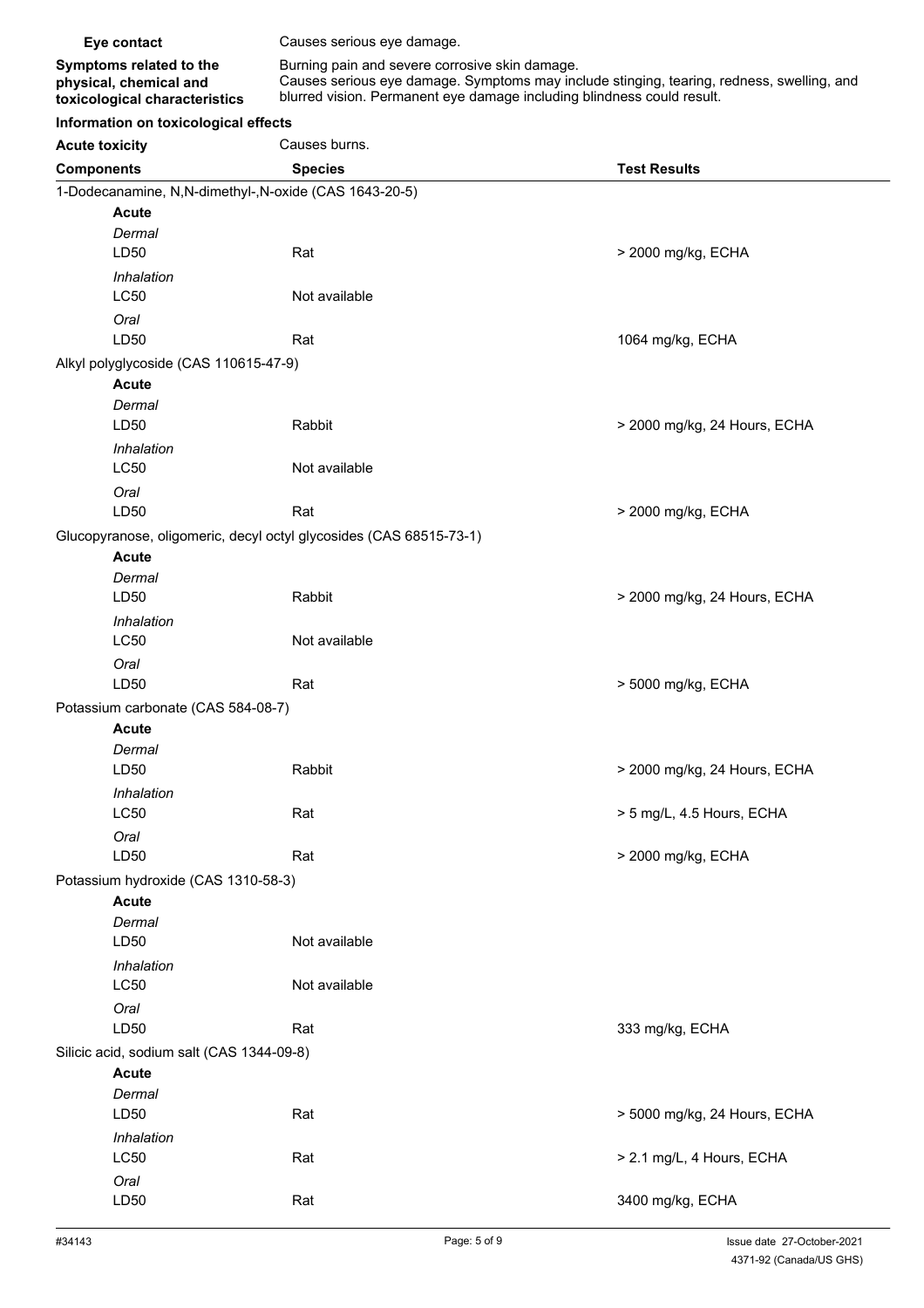**Eye contact** Causes serious eye damage.

**Symptoms related to the physical, chemical and toxicological characteristics** Burning pain and severe corrosive skin damage. Causes serious eye damage. Symptoms may include stinging, tearing, redness, swelling, and blurred vision. Permanent eye damage including blindness could result.

**Information on toxicological effects**

**Acute toxicity** Causes burns.

| Components | Species | Test Results |
|---|---|---|
| 1-Dodecanamine, N,N-dimethyl-,N-oxide (CAS 1643-20-5) | | |
| **Acute** | | |
| *Dermal* | | |
| LD50 | Rat | > 2000 mg/kg, ECHA |
| *Inhalation* | | |
| LC50 | Not available | |
| *Oral* | | |
| LD50 | Rat | 1064 mg/kg, ECHA |
| Alkyl polyglycoside (CAS 110615-47-9) | | |
| **Acute** | | |
| *Dermal* | | |
| LD50 | Rabbit | > 2000 mg/kg, 24 Hours, ECHA |
| *Inhalation* | | |
| LC50 | Not available | |
| *Oral* | | |
| LD50 | Rat | > 2000 mg/kg, ECHA |
| Glucopyranose, oligomeric, decyl octyl glycosides (CAS 68515-73-1) | | |
| **Acute** | | |
| *Dermal* | | |
| LD50 | Rabbit | > 2000 mg/kg, 24 Hours, ECHA |
| *Inhalation* | | |
| LC50 | Not available | |
| *Oral* | | |
| LD50 | Rat | > 5000 mg/kg, ECHA |
| Potassium carbonate (CAS 584-08-7) | | |
| **Acute** | | |
| *Dermal* | | |
| LD50 | Rabbit | > 2000 mg/kg, 24 Hours, ECHA |
| *Inhalation* | | |
| LC50 | Rat | > 5 mg/L, 4.5 Hours, ECHA |
| *Oral* | | |
| LD50 | Rat | > 2000 mg/kg, ECHA |
| Potassium hydroxide (CAS 1310-58-3) | | |
| **Acute** | | |
| *Dermal* | | |
| LD50 | Not available | |
| *Inhalation* | | |
| LC50 | Not available | |
| *Oral* | | |
| LD50 | Rat | 333 mg/kg, ECHA |
| Silicic acid, sodium salt (CAS 1344-09-8) | | |
| **Acute** | | |
| *Dermal* | | |
| LD50 | Rat | > 5000 mg/kg, 24 Hours, ECHA |
| *Inhalation* | | |
| LC50 | Rat | > 2.1 mg/L, 4 Hours, ECHA |
| *Oral* | | |
| LD50 | Rat | 3400 mg/kg, ECHA |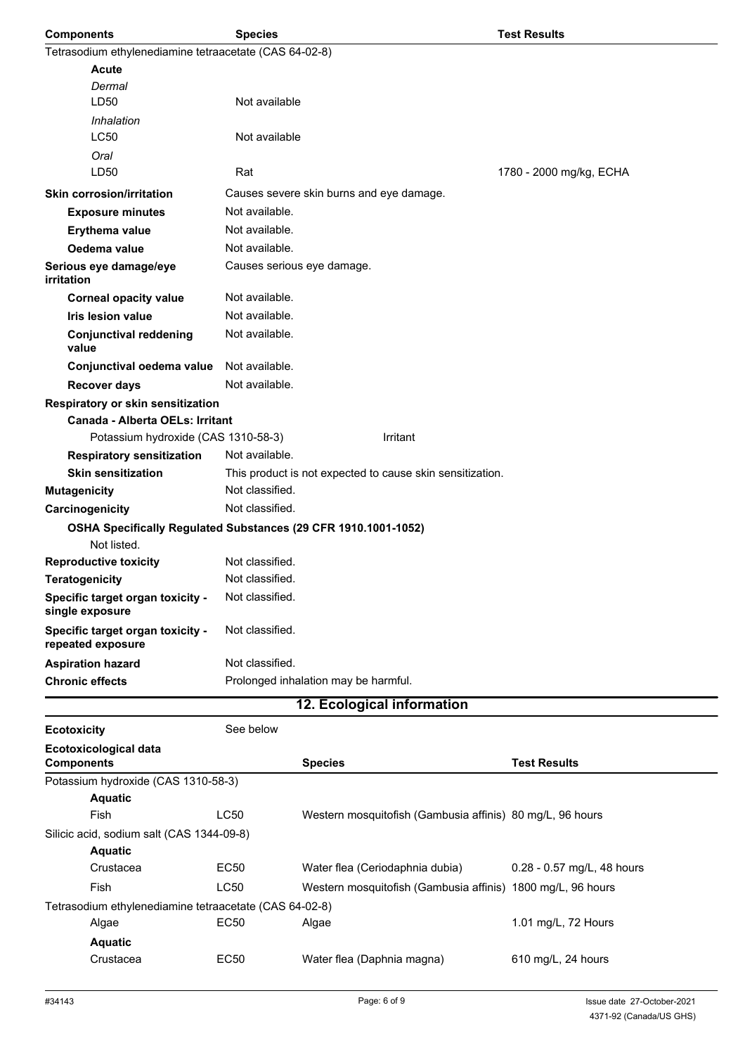| Components | Species | Test Results |
|---|---|---|
| Tetrasodium ethylenediamine tetraacetate (CAS 64-02-8) | | |
| **Acute** | | |
| *Dermal* | | |
| LD50 | Not available | |
| *Inhalation* | | |
| LC50 | Not available | |
| *Oral* | | |
| LD50 | Rat | 1780 - 2000 mg/kg, ECHA |

**Skin corrosion/irritation** Causes severe skin burns and eye damage.

**Exposure minutes** Not available.

**Erythema value** Not available.

**Oedema value** Not available.

**Serious eye damage/eye irritation** Causes serious eye damage.

**Corneal opacity value** Not available.

**Iris lesion value** Not available.

**Conjunctival reddening value** Not available.

**Conjunctival oedema value** Not available.

**Recover days** Not available.

**Respiratory or skin sensitization**

**Canada - Alberta OELs: Irritant**

Potassium hydroxide (CAS 1310-58-3) Irritant

**Respiratory sensitization** Not available.

**Skin sensitization** This product is not expected to cause skin sensitization.

**Mutagenicity** Not classified.

**Carcinogenicity** Not classified.

**OSHA Specifically Regulated Substances (29 CFR 1910.1001-1052)**

Not listed.

**Reproductive toxicity** Not classified.

**Teratogenicity** Not classified.

**Specific target organ toxicity - single exposure** Not classified.

**Specific target organ toxicity - repeated exposure** Not classified.

**Aspiration hazard** Not classified.

**Chronic effects** Prolonged inhalation may be harmful.

## 12. Ecological information

**Ecotoxicity** See below

**Ecotoxicological data**

| Components | | Species | Test Results |
|---|---|---|---|
| Potassium hydroxide (CAS 1310-58-3) | | | |
| **Aquatic** | | | |
| Fish | LC50 | Western mosquitofish (Gambusia affinis) | 80 mg/L, 96 hours |
| Silicic acid, sodium salt (CAS 1344-09-8) | | | |
| **Aquatic** | | | |
| Crustacea | EC50 | Water flea (Ceriodaphnia dubia) | 0.28 - 0.57 mg/L, 48 hours |
| Fish | LC50 | Western mosquitofish (Gambusia affinis) | 1800 mg/L, 96 hours |
| Tetrasodium ethylenediamine tetraacetate (CAS 64-02-8) | | | |
| Algae | EC50 | Algae | 1.01 mg/L, 72 Hours |
| **Aquatic** | | | |
| Crustacea | EC50 | Water flea (Daphnia magna) | 610 mg/L, 24 hours |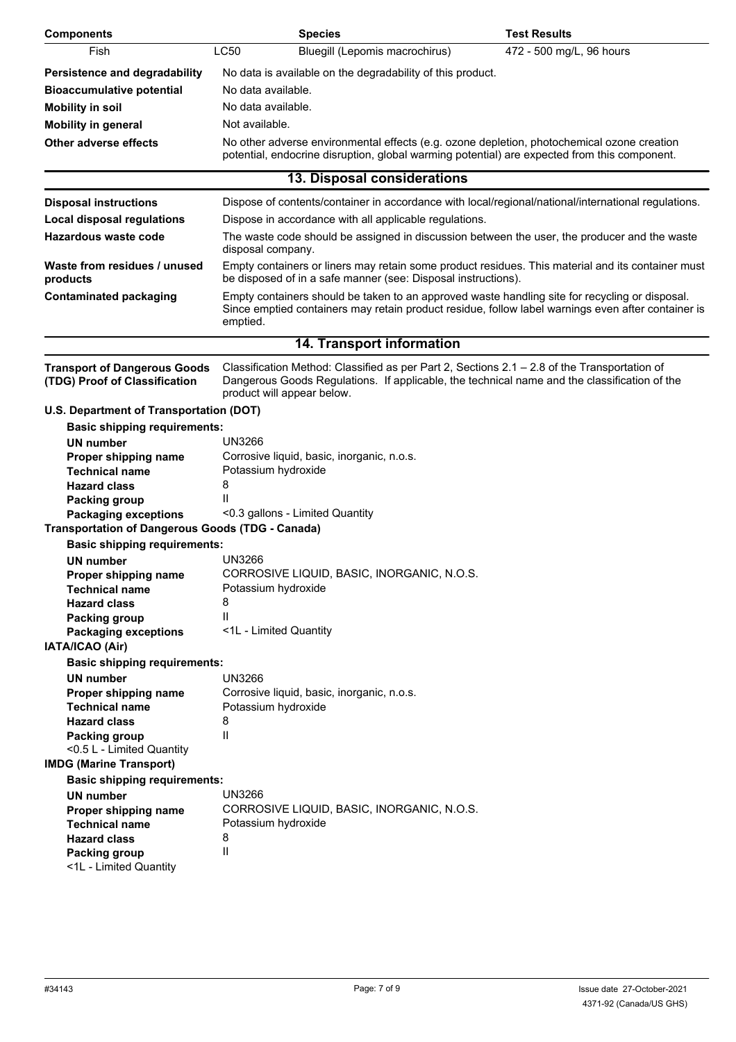| Components | | Species | Test Results |
| --- | --- | --- | --- |
| Fish | LC50 | Bluegill (Lepomis macrochirus) | 472 - 500 mg/L, 96 hours |

| | |
| --- | --- |
| **Persistence and degradability** | No data is available on the degradability of this product. |
| **Bioaccumulative potential** | No data available. |
| **Mobility in soil** | No data available. |
| **Mobility in general** | Not available. |
| **Other adverse effects** | No other adverse environmental effects (e.g. ozone depletion, photochemical ozone creation potential, endocrine disruption, global warming potential) are expected from this component. |

## 13. Disposal considerations

| | |
| --- | --- |
| **Disposal instructions** | Dispose of contents/container in accordance with local/regional/national/international regulations. |
| **Local disposal regulations** | Dispose in accordance with all applicable regulations. |
| **Hazardous waste code** | The waste code should be assigned in discussion between the user, the producer and the waste disposal company. |
| **Waste from residues / unused products** | Empty containers or liners may retain some product residues. This material and its container must be disposed of in a safe manner (see: Disposal instructions). |
| **Contaminated packaging** | Empty containers should be taken to an approved waste handling site for recycling or disposal. Since emptied containers may retain product residue, follow label warnings even after container is emptied. |

## 14. Transport information

**Transport of Dangerous Goods (TDG) Proof of Classification**: Classification Method: Classified as per Part 2, Sections 2.1 – 2.8 of the Transportation of Dangerous Goods Regulations. If applicable, the technical name and the classification of the product will appear below.

**U.S. Department of Transportation (DOT)**

**Basic shipping requirements:**

| | |
| --- | --- |
| **UN number** | UN3266 |
| **Proper shipping name** | Corrosive liquid, basic, inorganic, n.o.s. |
| **Technical name** | Potassium hydroxide |
| **Hazard class** | 8 |
| **Packing group** | II |
| **Packaging exceptions** | <0.3 gallons - Limited Quantity |

**Transportation of Dangerous Goods (TDG - Canada)**

**Basic shipping requirements:**

| | |
| --- | --- |
| **UN number** | UN3266 |
| **Proper shipping name** | CORROSIVE LIQUID, BASIC, INORGANIC, N.O.S. |
| **Technical name** | Potassium hydroxide |
| **Hazard class** | 8 |
| **Packing group** | II |
| **Packaging exceptions** | <1L - Limited Quantity |

**IATA/ICAO (Air)**

**Basic shipping requirements:**

| | |
| --- | --- |
| **UN number** | UN3266 |
| **Proper shipping name** | Corrosive liquid, basic, inorganic, n.o.s. |
| **Technical name** | Potassium hydroxide |
| **Hazard class** | 8 |
| **Packing group** | II |

<0.5 L - Limited Quantity

**IMDG (Marine Transport)**

**Basic shipping requirements:**

| | |
| --- | --- |
| **UN number** | UN3266 |
| **Proper shipping name** | CORROSIVE LIQUID, BASIC, INORGANIC, N.O.S. |
| **Technical name** | Potassium hydroxide |
| **Hazard class** | 8 |
| **Packing group** | II |

<1L - Limited Quantity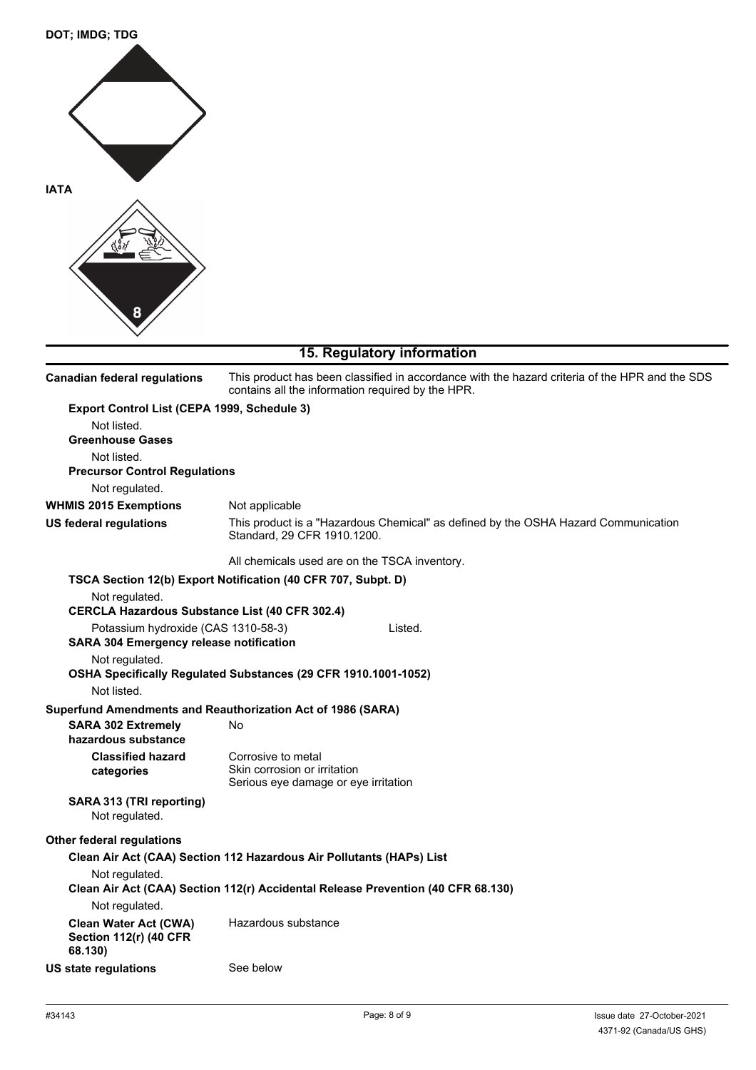**DOT; IMDG; TDG**

**IATA**

## 15. Regulatory information

**Canadian federal regulations** This product has been classified in accordance with the hazard criteria of the HPR and the SDS contains all the information required by the HPR.

**Export Control List (CEPA 1999, Schedule 3)**

Not listed.

**Greenhouse Gases**

Not listed.

**Precursor Control Regulations**

Not regulated.

**WHMIS 2015 Exemptions** Not applicable

**US federal regulations** This product is a "Hazardous Chemical" as defined by the OSHA Hazard Communication Standard, 29 CFR 1910.1200.

All chemicals used are on the TSCA inventory.

**TSCA Section 12(b) Export Notification (40 CFR 707, Subpt. D)**

Not regulated.

**CERCLA Hazardous Substance List (40 CFR 302.4)**

Potassium hydroxide (CAS 1310-58-3) Listed.

**SARA 304 Emergency release notification**

Not regulated.

**OSHA Specifically Regulated Substances (29 CFR 1910.1001-1052)**

Not listed.

**Superfund Amendments and Reauthorization Act of 1986 (SARA)**

**SARA 302 Extremely hazardous substance** No

**Classified hazard categories**
Corrosive to metal
Skin corrosion or irritation
Serious eye damage or eye irritation

**SARA 313 (TRI reporting)**

Not regulated.

**Other federal regulations**

**Clean Air Act (CAA) Section 112 Hazardous Air Pollutants (HAPs) List**

Not regulated.

**Clean Air Act (CAA) Section 112(r) Accidental Release Prevention (40 CFR 68.130)**

Not regulated.

**Clean Water Act (CWA) Section 112(r) (40 CFR 68.130)** Hazardous substance

**US state regulations** See below

#34143 Issue date 27-October-2021
4371-92 (Canada/US GHS)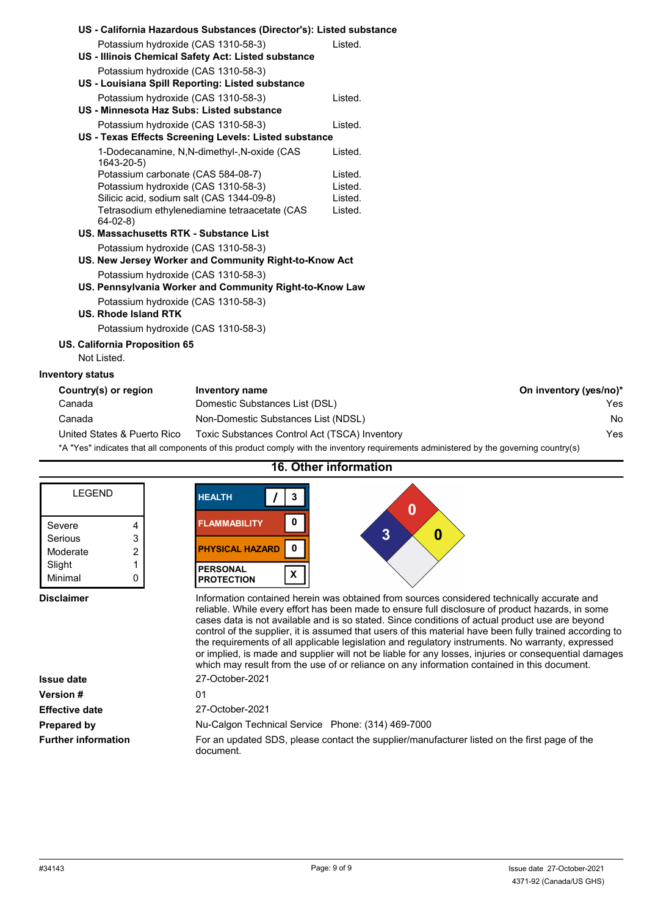**US - California Hazardous Substances (Director's): Listed substance**

| | |
|---|---|
| Potassium hydroxide (CAS 1310-58-3) | Listed. |

**US - Illinois Chemical Safety Act: Listed substance**

Potassium hydroxide (CAS 1310-58-3)

**US - Louisiana Spill Reporting: Listed substance**

| | |
|---|---|
| Potassium hydroxide (CAS 1310-58-3) | Listed. |

**US - Minnesota Haz Subs: Listed substance**

| | |
|---|---|
| Potassium hydroxide (CAS 1310-58-3) | Listed. |

**US - Texas Effects Screening Levels: Listed substance**

| | |
|---|---|
| 1-Dodecanamine, N,N-dimethyl-,N-oxide (CAS 1643-20-5) | Listed. |
| Potassium carbonate (CAS 584-08-7) | Listed. |
| Potassium hydroxide (CAS 1310-58-3) | Listed. |
| Silicic acid, sodium salt (CAS 1344-09-8) | Listed. |
| Tetrasodium ethylenediamine tetraacetate (CAS 64-02-8) | Listed. |

**US. Massachusetts RTK - Substance List**

Potassium hydroxide (CAS 1310-58-3)

**US. New Jersey Worker and Community Right-to-Know Act**

Potassium hydroxide (CAS 1310-58-3)

**US. Pennsylvania Worker and Community Right-to-Know Law**

Potassium hydroxide (CAS 1310-58-3)

**US. Rhode Island RTK**

Potassium hydroxide (CAS 1310-58-3)

**US. California Proposition 65**

Not Listed.

**Inventory status**

| Country(s) or region | Inventory name | On inventory (yes/no)* |
|---|---|---|
| Canada | Domestic Substances List (DSL) | Yes |
| Canada | Non-Domestic Substances List (NDSL) | No |
| United States & Puerto Rico | Toxic Substances Control Act (TSCA) Inventory | Yes |

*A "Yes" indicates that all components of this product comply with the inventory requirements administered by the governing country(s)

## 16. Other information

| LEGEND | |
|---|---|
| Severe | 4 |
| Serious | 3 |
| Moderate | 2 |
| Slight | 1 |
| Minimal | 0 |

| | |
|---|---|
| HEALTH | / 3 |
| FLAMMABILITY | 0 |
| PHYSICAL HAZARD | 0 |
| PERSONAL PROTECTION | X |

0
3
0

**Disclaimer**

Information contained herein was obtained from sources considered technically accurate and reliable. While every effort has been made to ensure full disclosure of product hazards, in some cases data is not available and is so stated. Since conditions of actual product use are beyond control of the supplier, it is assumed that users of this material have been fully trained according to the requirements of all applicable legislation and regulatory instruments. No warranty, expressed or implied, is made and supplier will not be liable for any losses, injuries or consequential damages which may result from the use of or reliance on any information contained in this document.

| | |
|---|---|
| **Issue date** | 27-October-2021 |
| **Version #** | 01 |
| **Effective date** | 27-October-2021 |
| **Prepared by** | Nu-Calgon Technical Service Phone: (314) 469-7000 |
| **Further information** | For an updated SDS, please contact the supplier/manufacturer listed on the first page of the document. |